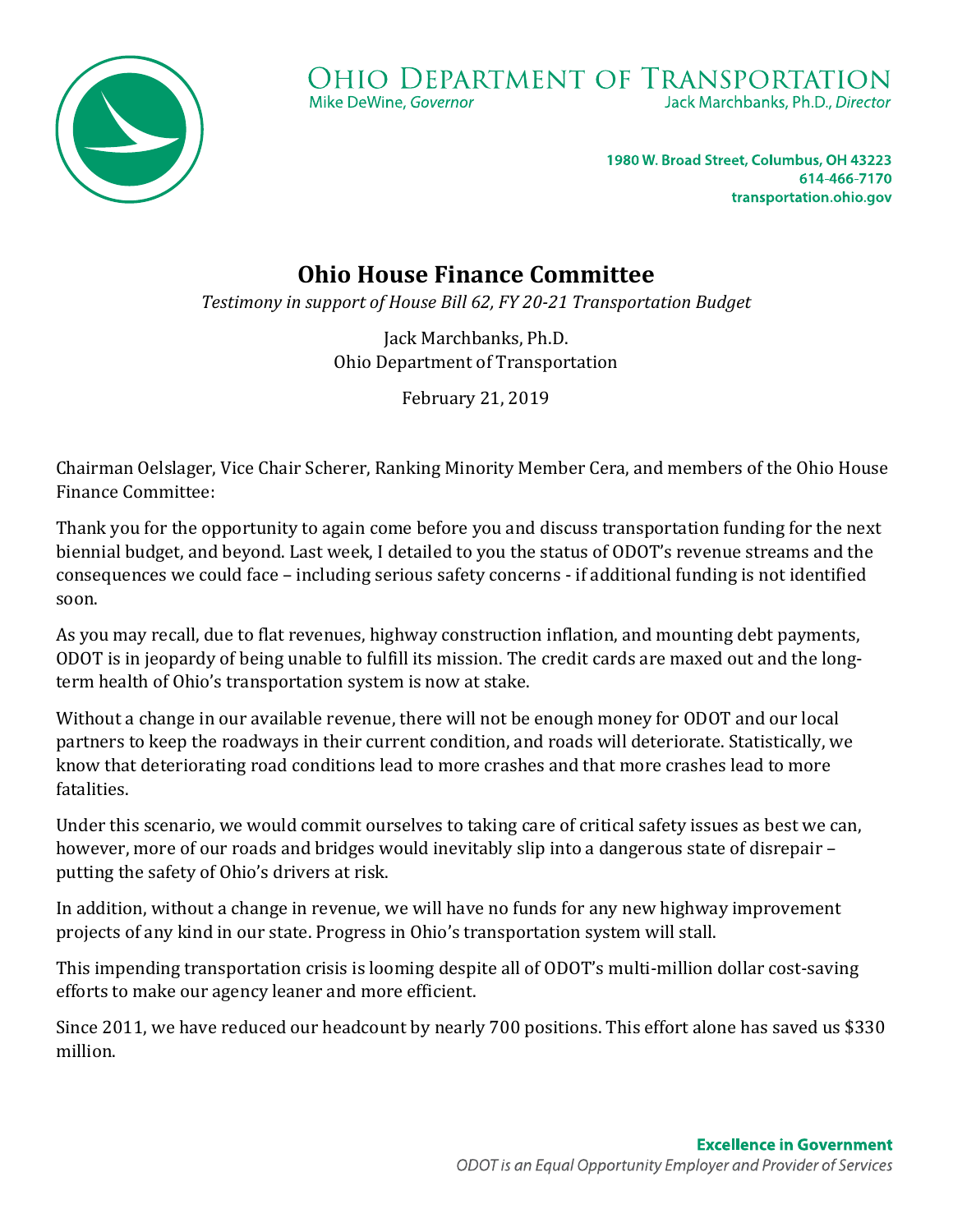# OHIO DEPARTMENT OF TRANSPORTATION

Mike DeWine, *Governor*

Jack Marchbanks, Ph.D., *Director*

**1980 W. Broad Street, Columbus, OH 43223**
**614-466-7170**
**transportation.ohio.gov**

## Ohio House Finance Committee

*Testimony in support of House Bill 62, FY 20-21 Transportation Budget*

Jack Marchbanks, Ph.D.
Ohio Department of Transportation

February 21, 2019

Chairman Oelslager, Vice Chair Scherer, Ranking Minority Member Cera, and members of the Ohio House Finance Committee:

Thank you for the opportunity to again come before you and discuss transportation funding for the next biennial budget, and beyond. Last week, I detailed to you the status of ODOT's revenue streams and the consequences we could face – including serious safety concerns - if additional funding is not identified soon.

As you may recall, due to flat revenues, highway construction inflation, and mounting debt payments, ODOT is in jeopardy of being unable to fulfill its mission. The credit cards are maxed out and the long-term health of Ohio's transportation system is now at stake.

Without a change in our available revenue, there will not be enough money for ODOT and our local partners to keep the roadways in their current condition, and roads will deteriorate. Statistically, we know that deteriorating road conditions lead to more crashes and that more crashes lead to more fatalities.

Under this scenario, we would commit ourselves to taking care of critical safety issues as best we can, however, more of our roads and bridges would inevitably slip into a dangerous state of disrepair – putting the safety of Ohio's drivers at risk.

In addition, without a change in revenue, we will have no funds for any new highway improvement projects of any kind in our state. Progress in Ohio's transportation system will stall.

This impending transportation crisis is looming despite all of ODOT's multi-million dollar cost-saving efforts to make our agency leaner and more efficient.

Since 2011, we have reduced our headcount by nearly 700 positions. This effort alone has saved us $330 million.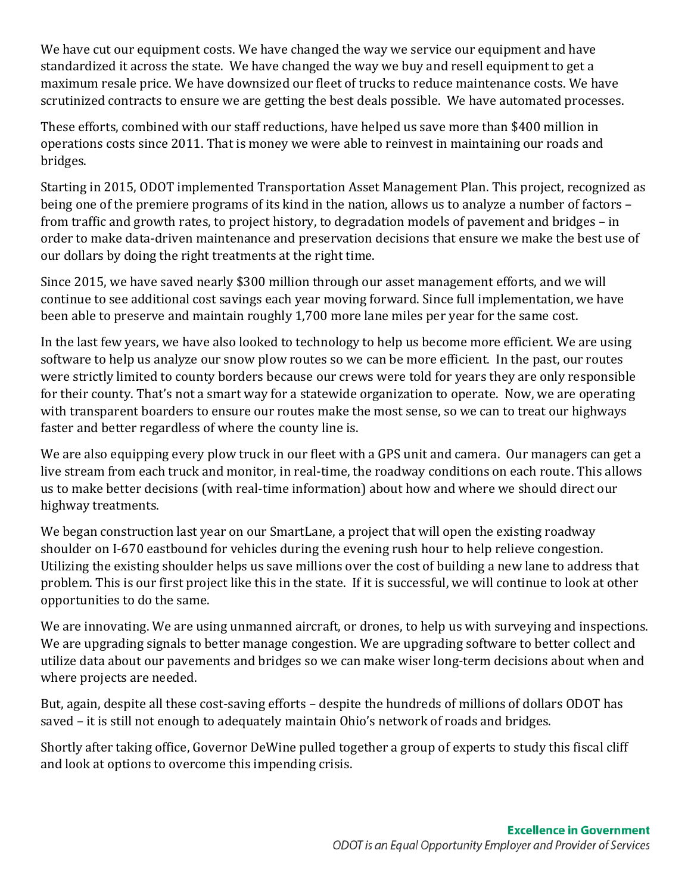We have cut our equipment costs. We have changed the way we service our equipment and have standardized it across the state. We have changed the way we buy and resell equipment to get a maximum resale price. We have downsized our fleet of trucks to reduce maintenance costs. We have scrutinized contracts to ensure we are getting the best deals possible. We have automated processes.

These efforts, combined with our staff reductions, have helped us save more than $400 million in operations costs since 2011. That is money we were able to reinvest in maintaining our roads and bridges.

Starting in 2015, ODOT implemented Transportation Asset Management Plan. This project, recognized as being one of the premiere programs of its kind in the nation, allows us to analyze a number of factors – from traffic and growth rates, to project history, to degradation models of pavement and bridges – in order to make data-driven maintenance and preservation decisions that ensure we make the best use of our dollars by doing the right treatments at the right time.

Since 2015, we have saved nearly $300 million through our asset management efforts, and we will continue to see additional cost savings each year moving forward. Since full implementation, we have been able to preserve and maintain roughly 1,700 more lane miles per year for the same cost.

In the last few years, we have also looked to technology to help us become more efficient. We are using software to help us analyze our snow plow routes so we can be more efficient. In the past, our routes were strictly limited to county borders because our crews were told for years they are only responsible for their county. That's not a smart way for a statewide organization to operate. Now, we are operating with transparent boarders to ensure our routes make the most sense, so we can to treat our highways faster and better regardless of where the county line is.

We are also equipping every plow truck in our fleet with a GPS unit and camera. Our managers can get a live stream from each truck and monitor, in real-time, the roadway conditions on each route. This allows us to make better decisions (with real-time information) about how and where we should direct our highway treatments.

We began construction last year on our SmartLane, a project that will open the existing roadway shoulder on I-670 eastbound for vehicles during the evening rush hour to help relieve congestion. Utilizing the existing shoulder helps us save millions over the cost of building a new lane to address that problem. This is our first project like this in the state. If it is successful, we will continue to look at other opportunities to do the same.

We are innovating. We are using unmanned aircraft, or drones, to help us with surveying and inspections. We are upgrading signals to better manage congestion. We are upgrading software to better collect and utilize data about our pavements and bridges so we can make wiser long-term decisions about when and where projects are needed.

But, again, despite all these cost-saving efforts – despite the hundreds of millions of dollars ODOT has saved – it is still not enough to adequately maintain Ohio's network of roads and bridges.

Shortly after taking office, Governor DeWine pulled together a group of experts to study this fiscal cliff and look at options to overcome this impending crisis.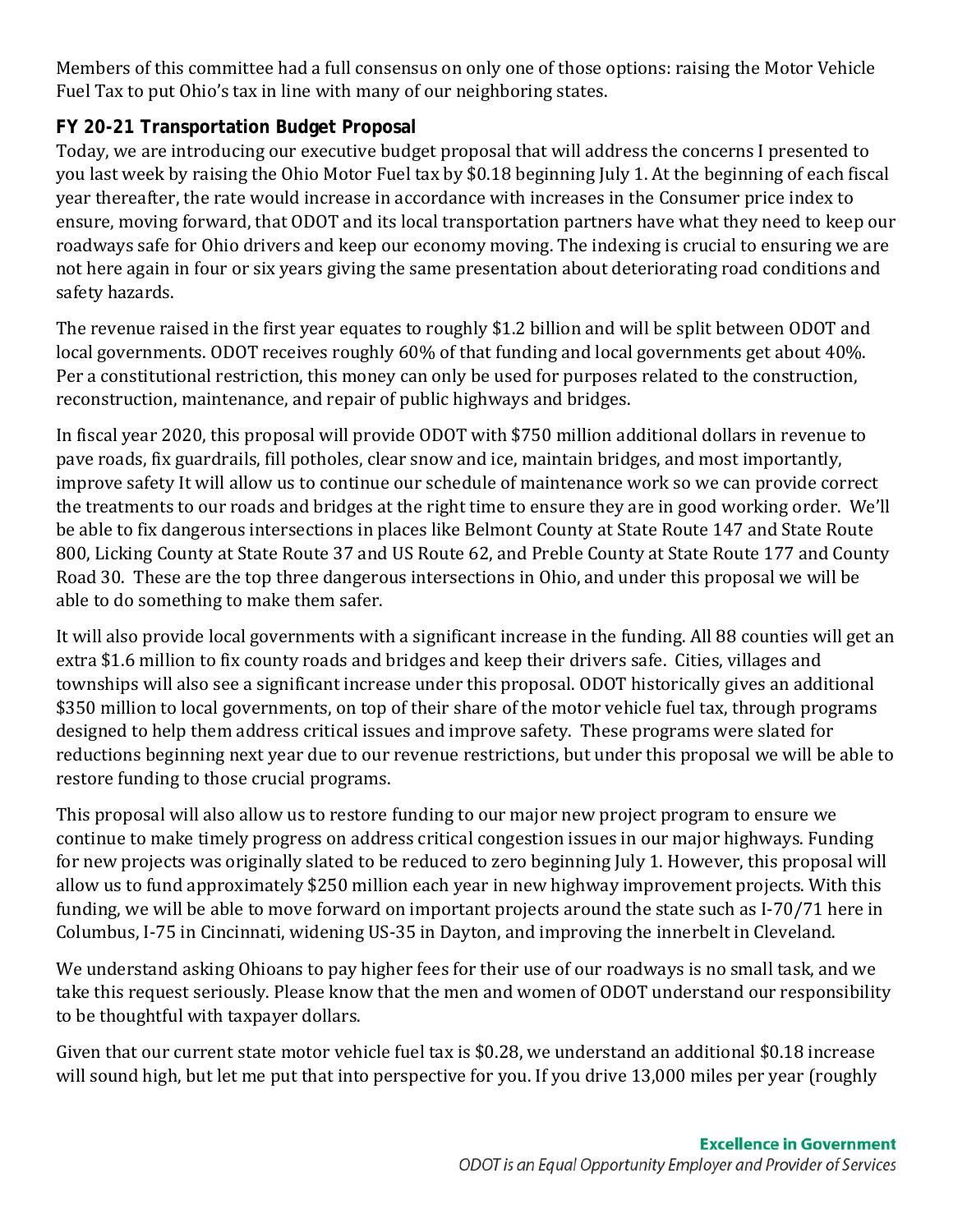Members of this committee had a full consensus on only one of those options: raising the Motor Vehicle Fuel Tax to put Ohio's tax in line with many of our neighboring states.

**FY 20-21 Transportation Budget Proposal**

Today, we are introducing our executive budget proposal that will address the concerns I presented to you last week by raising the Ohio Motor Fuel tax by $0.18 beginning July 1. At the beginning of each fiscal year thereafter, the rate would increase in accordance with increases in the Consumer price index to ensure, moving forward, that ODOT and its local transportation partners have what they need to keep our roadways safe for Ohio drivers and keep our economy moving. The indexing is crucial to ensuring we are not here again in four or six years giving the same presentation about deteriorating road conditions and safety hazards.

The revenue raised in the first year equates to roughly $1.2 billion and will be split between ODOT and local governments. ODOT receives roughly 60% of that funding and local governments get about 40%. Per a constitutional restriction, this money can only be used for purposes related to the construction, reconstruction, maintenance, and repair of public highways and bridges.

In fiscal year 2020, this proposal will provide ODOT with $750 million additional dollars in revenue to pave roads, fix guardrails, fill potholes, clear snow and ice, maintain bridges, and most importantly, improve safety It will allow us to continue our schedule of maintenance work so we can provide correct the treatments to our roads and bridges at the right time to ensure they are in good working order. We'll be able to fix dangerous intersections in places like Belmont County at State Route 147 and State Route 800, Licking County at State Route 37 and US Route 62, and Preble County at State Route 177 and County Road 30. These are the top three dangerous intersections in Ohio, and under this proposal we will be able to do something to make them safer.

It will also provide local governments with a significant increase in the funding. All 88 counties will get an extra $1.6 million to fix county roads and bridges and keep their drivers safe. Cities, villages and townships will also see a significant increase under this proposal. ODOT historically gives an additional $350 million to local governments, on top of their share of the motor vehicle fuel tax, through programs designed to help them address critical issues and improve safety. These programs were slated for reductions beginning next year due to our revenue restrictions, but under this proposal we will be able to restore funding to those crucial programs.

This proposal will also allow us to restore funding to our major new project program to ensure we continue to make timely progress on address critical congestion issues in our major highways. Funding for new projects was originally slated to be reduced to zero beginning July 1. However, this proposal will allow us to fund approximately $250 million each year in new highway improvement projects. With this funding, we will be able to move forward on important projects around the state such as I-70/71 here in Columbus, I-75 in Cincinnati, widening US-35 in Dayton, and improving the innerbelt in Cleveland.

We understand asking Ohioans to pay higher fees for their use of our roadways is no small task, and we take this request seriously. Please know that the men and women of ODOT understand our responsibility to be thoughtful with taxpayer dollars.

Given that our current state motor vehicle fuel tax is $0.28, we understand an additional $0.18 increase will sound high, but let me put that into perspective for you. If you drive 13,000 miles per year (roughly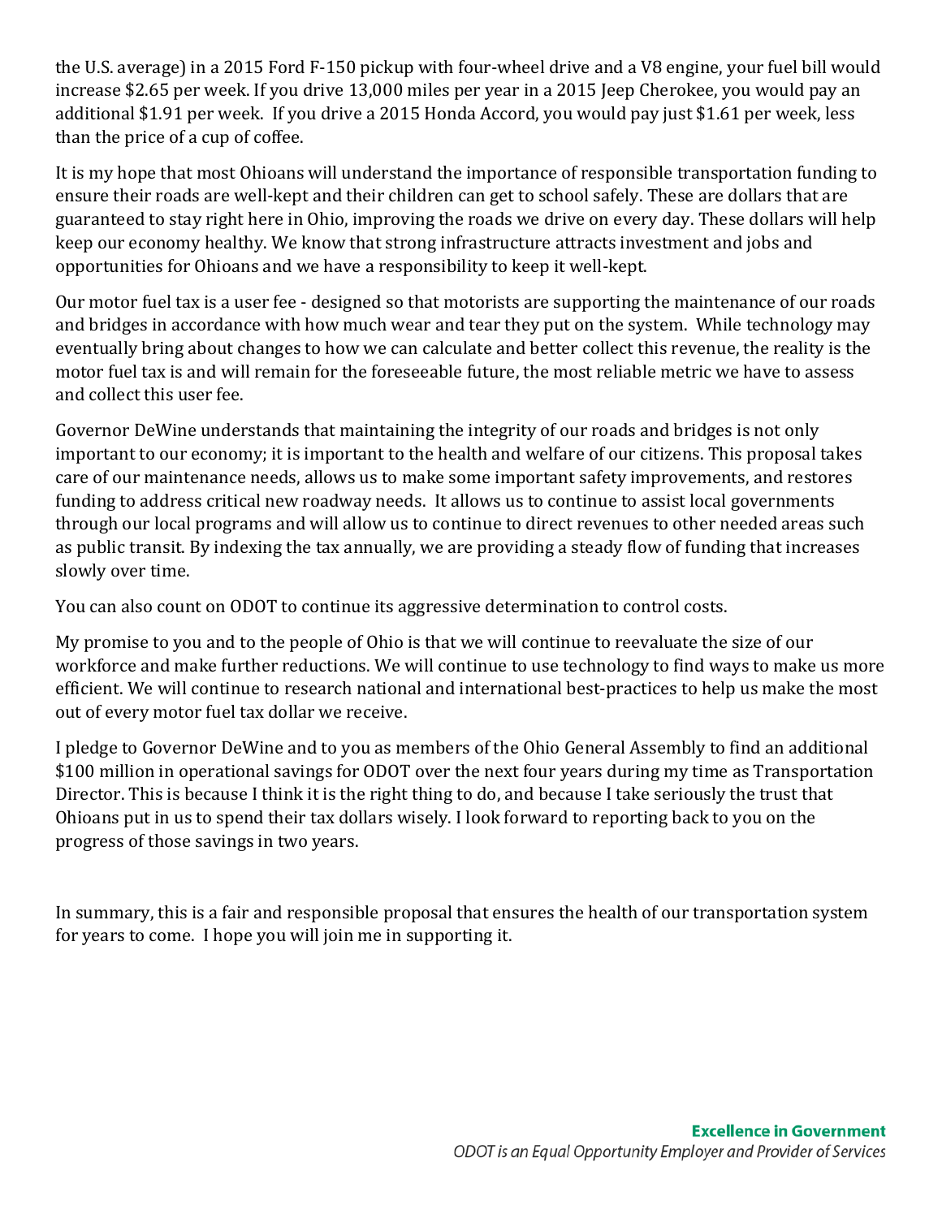the U.S. average) in a 2015 Ford F-150 pickup with four-wheel drive and a V8 engine, your fuel bill would increase $2.65 per week. If you drive 13,000 miles per year in a 2015 Jeep Cherokee, you would pay an additional $1.91 per week. If you drive a 2015 Honda Accord, you would pay just $1.61 per week, less than the price of a cup of coffee.

It is my hope that most Ohioans will understand the importance of responsible transportation funding to ensure their roads are well-kept and their children can get to school safely. These are dollars that are guaranteed to stay right here in Ohio, improving the roads we drive on every day. These dollars will help keep our economy healthy. We know that strong infrastructure attracts investment and jobs and opportunities for Ohioans and we have a responsibility to keep it well-kept.

Our motor fuel tax is a user fee - designed so that motorists are supporting the maintenance of our roads and bridges in accordance with how much wear and tear they put on the system. While technology may eventually bring about changes to how we can calculate and better collect this revenue, the reality is the motor fuel tax is and will remain for the foreseeable future, the most reliable metric we have to assess and collect this user fee.

Governor DeWine understands that maintaining the integrity of our roads and bridges is not only important to our economy; it is important to the health and welfare of our citizens. This proposal takes care of our maintenance needs, allows us to make some important safety improvements, and restores funding to address critical new roadway needs. It allows us to continue to assist local governments through our local programs and will allow us to continue to direct revenues to other needed areas such as public transit. By indexing the tax annually, we are providing a steady flow of funding that increases slowly over time.

You can also count on ODOT to continue its aggressive determination to control costs.

My promise to you and to the people of Ohio is that we will continue to reevaluate the size of our workforce and make further reductions. We will continue to use technology to find ways to make us more efficient. We will continue to research national and international best-practices to help us make the most out of every motor fuel tax dollar we receive.

I pledge to Governor DeWine and to you as members of the Ohio General Assembly to find an additional $100 million in operational savings for ODOT over the next four years during my time as Transportation Director. This is because I think it is the right thing to do, and because I take seriously the trust that Ohioans put in us to spend their tax dollars wisely. I look forward to reporting back to you on the progress of those savings in two years.

In summary, this is a fair and responsible proposal that ensures the health of our transportation system for years to come. I hope you will join me in supporting it.